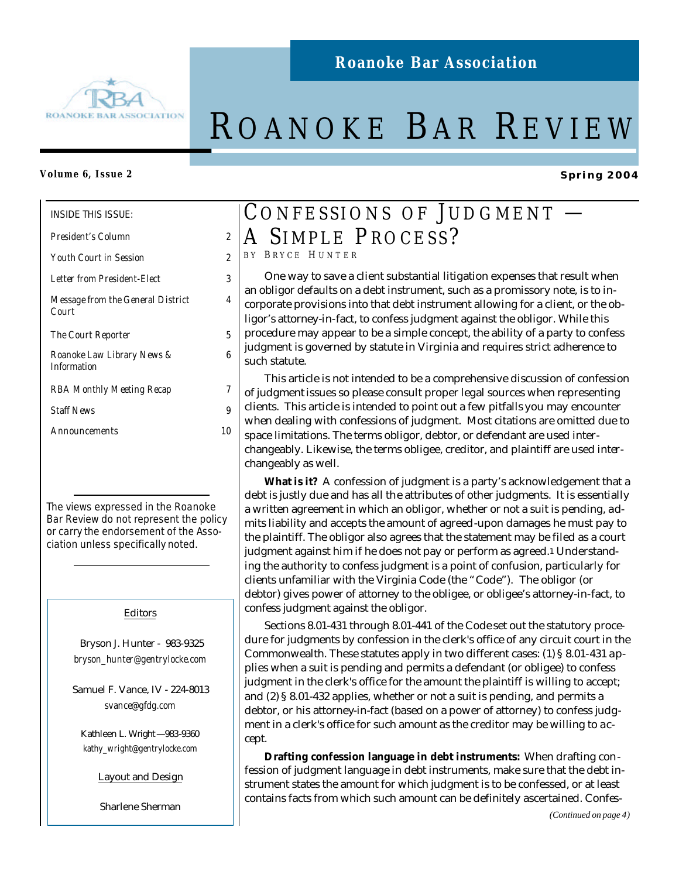# Roanoke Bar Association

# ROANOKE BAR REVIEW

**Volume 6, Issue 2** **Spring 2004**

INSIDE THIS ISSUE:

| | |
|---|---|
| *President's Column* | 2 |
| *Youth Court in Session* | 2 |
| *Letter from President-Elect* | 3 |
| *Message from the General District Court* | 4 |
| *The Court Reporter* | 5 |
| *Roanoke Law Library News & Information* | 6 |
| *RBA Monthly Meeting Recap* | 7 |
| *Staff News* | 9 |
| *Announcements* | 10 |

*The views expressed in the Roanoke Bar Review do not represent the policy or carry the endorsement of the Association unless specifically noted.*

Editors

Bryson J. Hunter - 983-9325
bryson_hunter@gentrylocke.com

Samuel F. Vance, IV - 224-8013
svance@gfdg.com

Kathleen L. Wright—983-9360
kathy_wright@gentrylocke.com

Layout and Design

Sharlene Sherman

## CONFESSIONS OF JUDGMENT — A SIMPLE PROCESS?

BY BRYCE HUNTER

One way to save a client substantial litigation expenses that result when an obligor defaults on a debt instrument, such as a promissory note, is to incorporate provisions into that debt instrument allowing for a client, or the obligor's attorney-in-fact, to confess judgment against the obligor. While this procedure may appear to be a simple concept, the ability of a party to confess judgment is governed by statute in Virginia and requires strict adherence to such statute.

This article is not intended to be a comprehensive discussion of confession of judgment issues so please consult proper legal sources when representing clients. This article is intended to point out a few pitfalls you may encounter when dealing with confessions of judgment. Most citations are omitted due to space limitations. The terms obligor, debtor, or defendant are used interchangeably. Likewise, the terms obligee, creditor, and plaintiff are used interchangeably as well.

**What is it?** A confession of judgment is a party's acknowledgement that a debt is justly due and has all the attributes of other judgments. It is essentially a written agreement in which an obligor, whether or not a suit is pending, admits liability and accepts the amount of agreed-upon damages he must pay to the plaintiff. The obligor also agrees that the statement may be filed as a court judgment against him if he does not pay or perform as agreed.[1] Understanding the authority to confess judgment is a point of confusion, particularly for clients unfamiliar with the Virginia Code (the "Code"). The obligor (or debtor) gives power of attorney to the obligee, or obligee's attorney-in-fact, to confess judgment against the obligor.

Sections 8.01-431 through 8.01-441 of the Code set out the statutory procedure for judgments by confession in the clerk's office of any circuit court in the Commonwealth. These statutes apply in two different cases: (1) § 8.01-431 applies when a suit is pending and permits a defendant (or obligee) to confess judgment in the clerk's office for the amount the plaintiff is willing to accept; and (2) § 8.01-432 applies, whether or not a suit is pending, and permits a debtor, or his attorney-in-fact (based on a power of attorney) to confess judgment in a clerk's office for such amount as the creditor may be willing to accept.

**Drafting confession language in debt instruments:** When drafting confession of judgment language in debt instruments, make sure that the debt instrument states the amount for which judgment is to be confessed, or at least contains facts from which such amount can be definitely ascertained. Confes-

*(Continued on page 4)*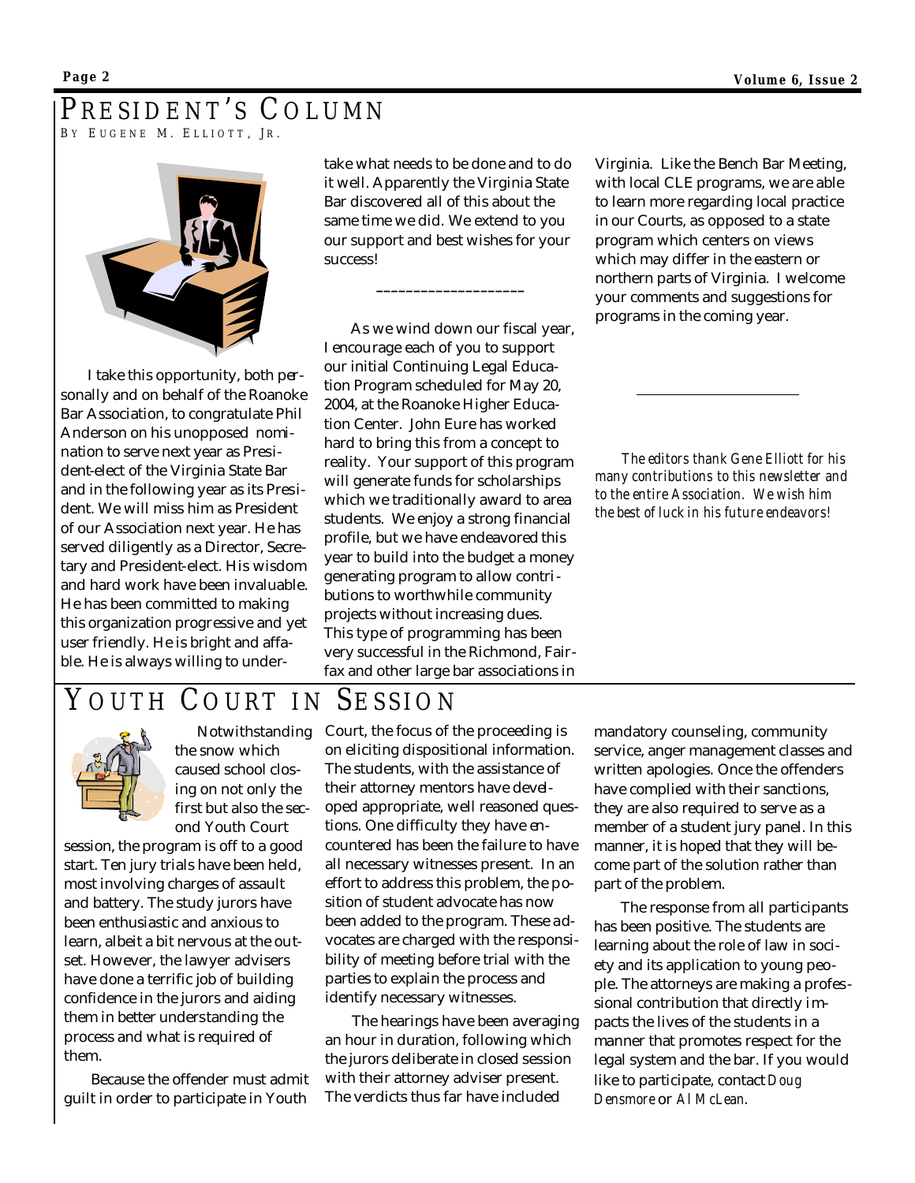# President's Column

By Eugene M. Elliott, Jr.

I take this opportunity, both personally and on behalf of the Roanoke Bar Association, to congratulate Phil Anderson on his unopposed nomination to serve next year as President-elect of the Virginia State Bar and in the following year as its President. We will miss him as President of our Association next year. He has served diligently as a Director, Secretary and President-elect. His wisdom and hard work have been invaluable. He has been committed to making this organization progressive and yet user friendly. He is bright and affable. He is always willing to undertake what needs to be done and to do it well. Apparently the Virginia State Bar discovered all of this about the same time we did. We extend to you our support and best wishes for your success!

---

As we wind down our fiscal year, I encourage each of you to support our initial Continuing Legal Education Program scheduled for May 20, 2004, at the Roanoke Higher Education Center. John Eure has worked hard to bring this from a concept to reality. Your support of this program will generate funds for scholarships which we traditionally award to area students. We enjoy a strong financial profile, but we have endeavored this year to build into the budget a money generating program to allow contributions to worthwhile community projects without increasing dues. This type of programming has been very successful in the Richmond, Fairfax and other large bar associations in Virginia. Like the Bench Bar Meeting, with local CLE programs, we are able to learn more regarding local practice in our Courts, as opposed to a state program which centers on views which may differ in the eastern or northern parts of Virginia. I welcome your comments and suggestions for programs in the coming year.

---

*The editors thank Gene Elliott for his many contributions to this newsletter and to the entire Association. We wish him the best of luck in his future endeavors!*

# Youth Court in Session

Notwithstanding the snow which caused school closing on not only the first but also the second Youth Court session, the program is off to a good start. Ten jury trials have been held, most involving charges of assault and battery. The study jurors have been enthusiastic and anxious to learn, albeit a bit nervous at the outset. However, the lawyer advisers have done a terrific job of building confidence in the jurors and aiding them in better understanding the process and what is required of them.

Because the offender must admit guilt in order to participate in Youth Court, the focus of the proceeding is on eliciting dispositional information. The students, with the assistance of their attorney mentors have developed appropriate, well reasoned questions. One difficulty they have encountered has been the failure to have all necessary witnesses present. In an effort to address this problem, the position of student advocate has now been added to the program. These advocates are charged with the responsibility of meeting before trial with the parties to explain the process and identify necessary witnesses.

The hearings have been averaging an hour in duration, following which the jurors deliberate in closed session with their attorney adviser present. The verdicts thus far have included mandatory counseling, community service, anger management classes and written apologies. Once the offenders have complied with their sanctions, they are also required to serve as a member of a student jury panel. In this manner, it is hoped that they will become part of the solution rather than part of the problem.

The response from all participants has been positive. The students are learning about the role of law in society and its application to young people. The attorneys are making a professional contribution that directly impacts the lives of the students in a manner that promotes respect for the legal system and the bar. If you would like to participate, contact *Doug Densmore* or *Al McLean*.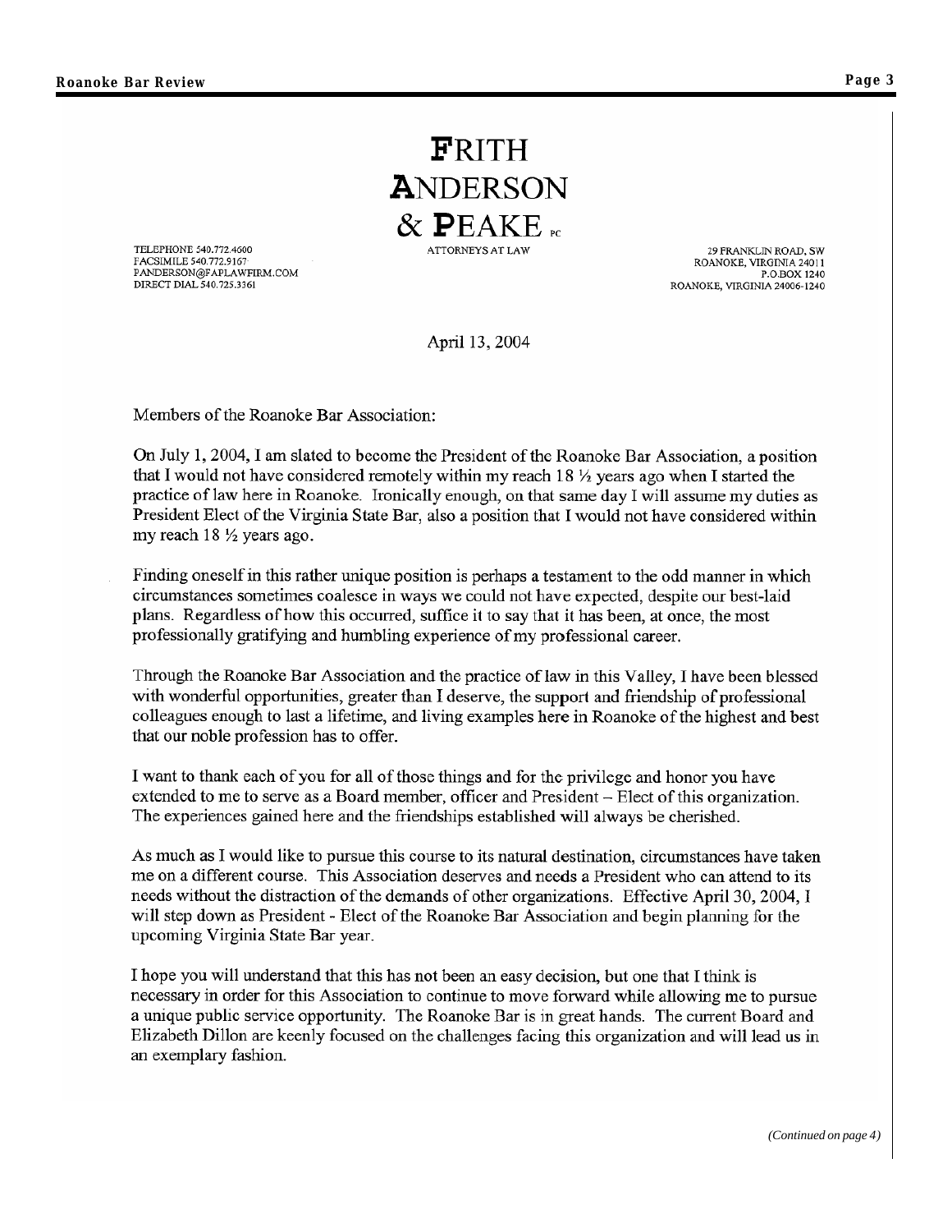# FRITH ANDERSON & PEAKE PC

ATTORNEYS AT LAW

TELEPHONE 540.772.4600
FACSIMILE 540.772.9167
PANDERSON@FAPLAWFIRM.COM
DIRECT DIAL 540.725.3361

29 FRANKLIN ROAD, SW
ROANOKE, VIRGINIA 24011
P.O.BOX 1240
ROANOKE, VIRGINIA 24006-1240

April 13, 2004

Members of the Roanoke Bar Association:

On July 1, 2004, I am slated to become the President of the Roanoke Bar Association, a position that I would not have considered remotely within my reach 18 ½ years ago when I started the practice of law here in Roanoke. Ironically enough, on that same day I will assume my duties as President Elect of the Virginia State Bar, also a position that I would not have considered within my reach 18 ½ years ago.

Finding oneself in this rather unique position is perhaps a testament to the odd manner in which circumstances sometimes coalesce in ways we could not have expected, despite our best-laid plans. Regardless of how this occurred, suffice it to say that it has been, at once, the most professionally gratifying and humbling experience of my professional career.

Through the Roanoke Bar Association and the practice of law in this Valley, I have been blessed with wonderful opportunities, greater than I deserve, the support and friendship of professional colleagues enough to last a lifetime, and living examples here in Roanoke of the highest and best that our noble profession has to offer.

I want to thank each of you for all of those things and for the privilege and honor you have extended to me to serve as a Board member, officer and President – Elect of this organization. The experiences gained here and the friendships established will always be cherished.

As much as I would like to pursue this course to its natural destination, circumstances have taken me on a different course. This Association deserves and needs a President who can attend to its needs without the distraction of the demands of other organizations. Effective April 30, 2004, I will step down as President - Elect of the Roanoke Bar Association and begin planning for the upcoming Virginia State Bar year.

I hope you will understand that this has not been an easy decision, but one that I think is necessary in order for this Association to continue to move forward while allowing me to pursue a unique public service opportunity. The Roanoke Bar is in great hands. The current Board and Elizabeth Dillon are keenly focused on the challenges facing this organization and will lead us in an exemplary fashion.

*(Continued on page 4)*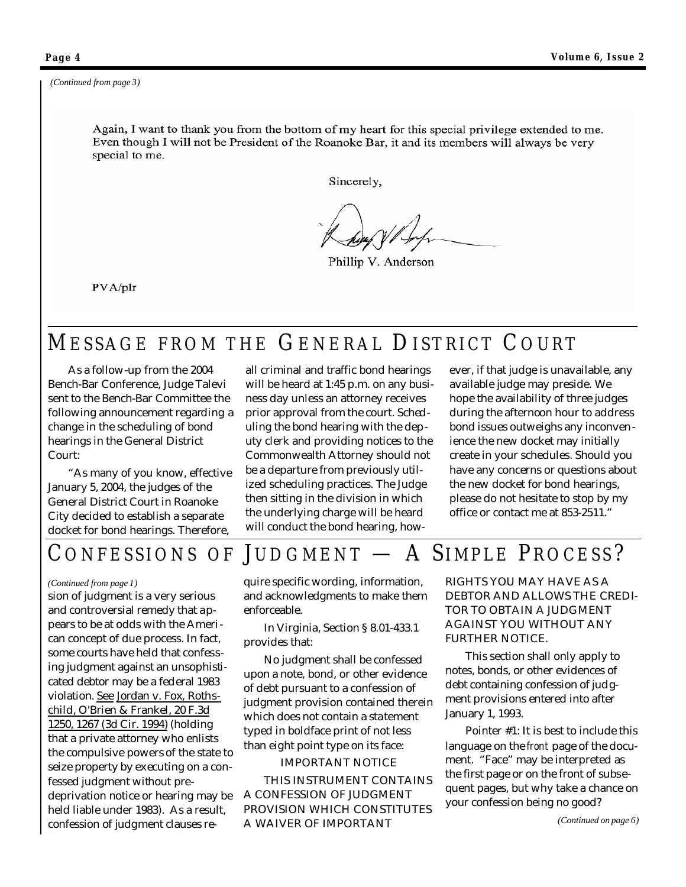*(Continued from page 3)*

Again, I want to thank you from the bottom of my heart for this special privilege extended to me. Even though I will not be President of the Roanoke Bar, it and its members will always be very special to me.

Sincerely,

Phillip V. Anderson

PVA/plr

## MESSAGE FROM THE GENERAL DISTRICT COURT

As a follow-up from the 2004 Bench-Bar Conference, Judge Talevi sent to the Bench-Bar Committee the following announcement regarding a change in the scheduling of bond hearings in the General District Court:

"As many of you know, effective January 5, 2004, the judges of the General District Court in Roanoke City decided to establish a separate docket for bond hearings. Therefore, all criminal and traffic bond hearings will be heard at 1:45 p.m. on any business day unless an attorney receives prior approval from the court. Scheduling the bond hearing with the deputy clerk and providing notices to the Commonwealth Attorney should not be a departure from previously utilized scheduling practices. The Judge then sitting in the division in which the underlying charge will be heard will conduct the bond hearing, however, if that judge is unavailable, any available judge may preside. We hope the availability of three judges during the afternoon hour to address bond issues outweighs any inconvenience the new docket may initially create in your schedules. Should you have any concerns or questions about the new docket for bond hearings, please do not hesitate to stop by my office or contact me at 853-2511."

## CONFESSIONS OF JUDGMENT — A SIMPLE PROCESS?

*(Continued from page 1)*

sion of judgment is a very serious and controversial remedy that appears to be at odds with the American concept of due process. In fact, some courts have held that confessing judgment against an unsophisticated debtor may be a federal 1983 violation. See Jordan v. Fox, Rothschild, O'Brien & Frankel, 20 F.3d 1250, 1267 (3d Cir. 1994) (holding that a private attorney who enlists the compulsive powers of the state to seize property by executing on a confessed judgment without pre-deprivation notice or hearing may be held liable under 1983). As a result, confession of judgment clauses require specific wording, information, and acknowledgments to make them enforceable.

In Virginia, Section § 8.01-433.1 provides that:

No judgment shall be confessed upon a note, bond, or other evidence of debt pursuant to a confession of judgment provision contained therein which does not contain a statement typed in boldface print of not less than eight point type on its face:

IMPORTANT NOTICE

THIS INSTRUMENT CONTAINS A CONFESSION OF JUDGMENT PROVISION WHICH CONSTITUTES A WAIVER OF IMPORTANT RIGHTS YOU MAY HAVE AS A DEBTOR AND ALLOWS THE CREDITOR TO OBTAIN A JUDGMENT AGAINST YOU WITHOUT ANY FURTHER NOTICE.

This section shall only apply to notes, bonds, or other evidences of debt containing confession of judgment provisions entered into after January 1, 1993.

Pointer #1: It is best to include this language on the *front* page of the document. "Face" may be interpreted as the first page or on the front of subsequent pages, but why take a chance on your confession being no good?

*(Continued on page 6)*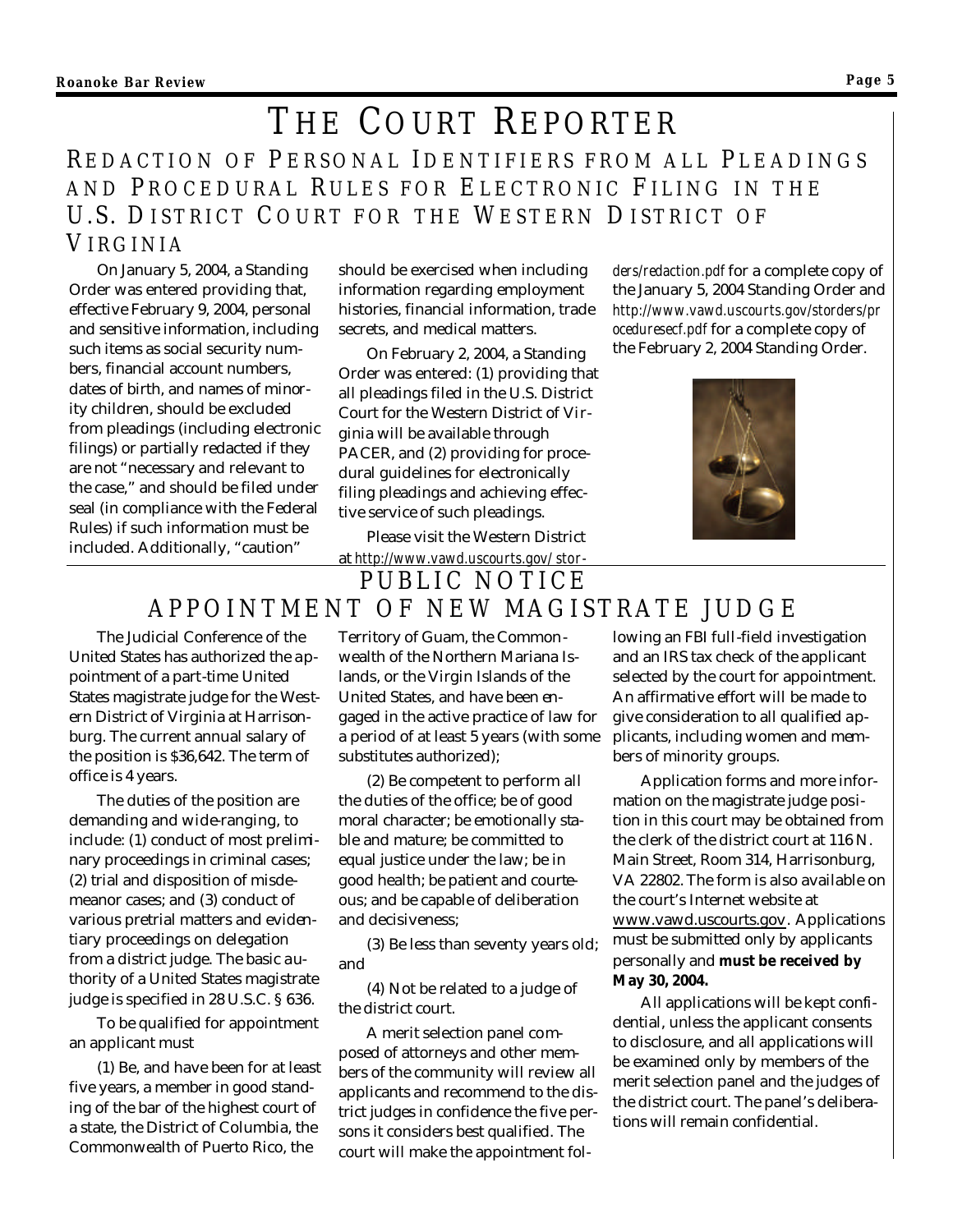# THE COURT REPORTER

## REDACTION OF PERSONAL IDENTIFIERS FROM ALL PLEADINGS AND PROCEDURAL RULES FOR ELECTRONIC FILING IN THE U.S. DISTRICT COURT FOR THE WESTERN DISTRICT OF VIRGINIA

On January 5, 2004, a Standing Order was entered providing that, effective February 9, 2004, personal and sensitive information, including such items as social security numbers, financial account numbers, dates of birth, and names of minority children, should be excluded from pleadings (including electronic filings) or partially redacted if they are not "necessary and relevant to the case," and should be filed under seal (in compliance with the Federal Rules) if such information must be included. Additionally, "caution" should be exercised when including information regarding employment histories, financial information, trade secrets, and medical matters.

On February 2, 2004, a Standing Order was entered: (1) providing that all pleadings filed in the U.S. District Court for the Western District of Virginia will be available through PACER, and (2) providing for procedural guidelines for electronically filing pleadings and achieving effective service of such pleadings.

Please visit the Western District at *http://www.vawd.uscourts.gov/storders/redaction.pdf* for a complete copy of the January 5, 2004 Standing Order and *http://www.vawd.uscourts.gov/storders/proceduresecf.pdf* for a complete copy of the February 2, 2004 Standing Order.

## PUBLIC NOTICE
## APPOINTMENT OF NEW MAGISTRATE JUDGE

The Judicial Conference of the United States has authorized the appointment of a part-time United States magistrate judge for the Western District of Virginia at Harrisonburg. The current annual salary of the position is $36,642. The term of office is 4 years.

The duties of the position are demanding and wide-ranging, to include: (1) conduct of most preliminary proceedings in criminal cases; (2) trial and disposition of misdemeanor cases; and (3) conduct of various pretrial matters and evidentiary proceedings on delegation from a district judge. The basic authority of a United States magistrate judge is specified in 28 U.S.C. § 636.

To be qualified for appointment an applicant must

(1) Be, and have been for at least five years, a member in good standing of the bar of the highest court of a state, the District of Columbia, the Commonwealth of Puerto Rico, the Territory of Guam, the Commonwealth of the Northern Mariana Islands, or the Virgin Islands of the United States, and have been engaged in the active practice of law for a period of at least 5 years (with some substitutes authorized);

(2) Be competent to perform all the duties of the office; be of good moral character; be emotionally stable and mature; be committed to equal justice under the law; be in good health; be patient and courteous; and be capable of deliberation and decisiveness;

(3) Be less than seventy years old; and

(4) Not be related to a judge of the district court.

A merit selection panel composed of attorneys and other members of the community will review all applicants and recommend to the district judges in confidence the five persons it considers best qualified. The court will make the appointment following an FBI full-field investigation and an IRS tax check of the applicant selected by the court for appointment. An affirmative effort will be made to give consideration to all qualified applicants, including women and members of minority groups.

Application forms and more information on the magistrate judge position in this court may be obtained from the clerk of the district court at 116 N. Main Street, Room 314, Harrisonburg, VA 22802. The form is also available on the court's Internet website at www.vawd.uscourts.gov. Applications must be submitted only by applicants personally and **must be received by May 30, 2004.**

All applications will be kept confidential, unless the applicant consents to disclosure, and all applications will be examined only by members of the merit selection panel and the judges of the district court. The panel's deliberations will remain confidential.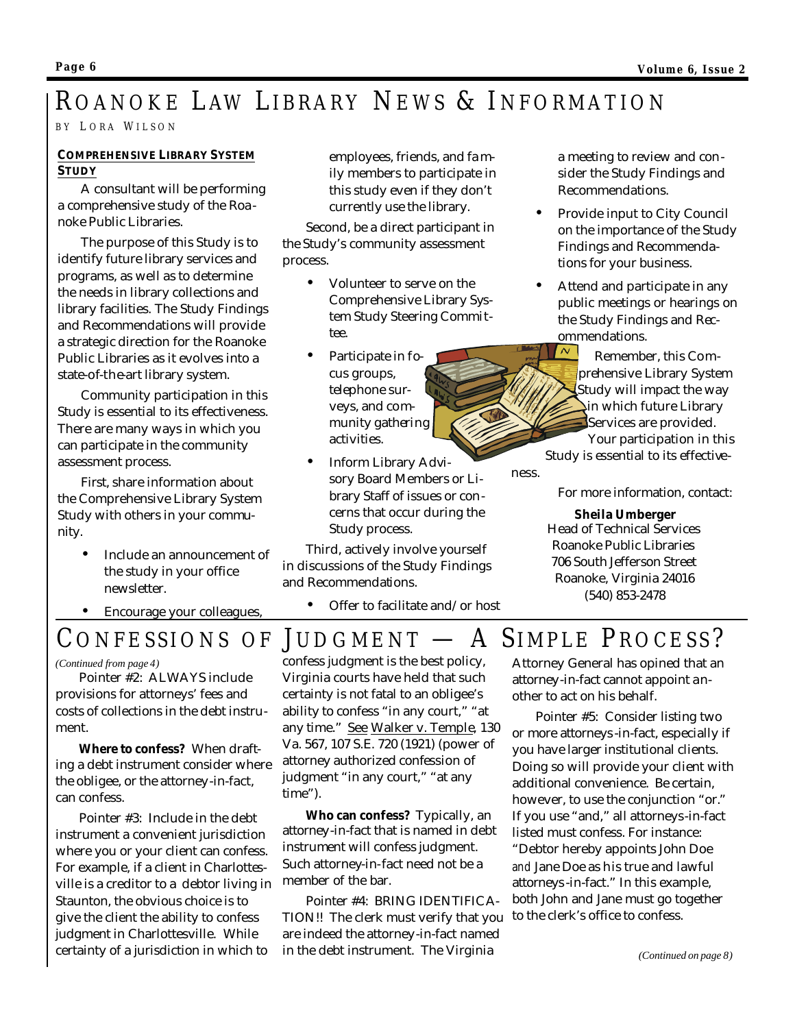# ROANOKE LAW LIBRARY NEWS & INFORMATION

BY LORA WILSON

**COMPREHENSIVE LIBRARY SYSTEM STUDY**

A consultant will be performing a comprehensive study of the Roanoke Public Libraries.

The purpose of this Study is to identify future library services and programs, as well as to determine the needs in library collections and library facilities. The Study Findings and Recommendations will provide a strategic direction for the Roanoke Public Libraries as it evolves into a state-of-the-art library system.

Community participation in this Study is essential to its effectiveness. There are many ways in which you can participate in the community assessment process.

First, share information about the Comprehensive Library System Study with others in your community.

- Include an announcement of the study in your office newsletter.
- Encourage your colleagues, employees, friends, and family members to participate in this study even if they don't currently use the library.

Second, be a direct participant in the Study's community assessment process.

- Volunteer to serve on the Comprehensive Library System Study Steering Committee.
- Participate in focus groups, telephone surveys, and community gathering activities.
- Inform Library Advisory Board Members or Library Staff of issues or concerns that occur during the Study process.

Third, actively involve yourself in discussions of the Study Findings and Recommendations.

- Offer to facilitate and/or host a meeting to review and consider the Study Findings and Recommendations.
- Provide input to City Council on the importance of the Study Findings and Recommendations for your business.
- Attend and participate in any public meetings or hearings on the Study Findings and Recommendations.

Remember, this Comprehensive Library System Study will impact the way in which future Library Services are provided. Your participation in this Study is essential to its effectiveness.

For more information, contact:

**Sheila Umberger**
Head of Technical Services
Roanoke Public Libraries
706 South Jefferson Street
Roanoke, Virginia 24016
(540) 853-2478

# CONFESSIONS OF JUDGMENT — A SIMPLE PROCESS?

*(Continued from page 4)*

Pointer #2: ALWAYS include provisions for attorneys' fees and costs of collections in the debt instrument.

**Where to confess?** When drafting a debt instrument consider where the obligee, or the attorney-in-fact, can confess.

Pointer #3: Include in the debt instrument a convenient jurisdiction where you or your client can confess. For example, if a client in Charlottesville is a creditor to a debtor living in Staunton, the obvious choice is to give the client the ability to confess judgment in Charlottesville. While certainty of a jurisdiction in which to confess judgment is the best policy, Virginia courts have held that such certainty is not fatal to an obligee's ability to confess "in any court," "at any time." See Walker v. Temple, 130 Va. 567, 107 S.E. 720 (1921) (power of attorney authorized confession of judgment "in any court," "at any time").

**Who can confess?** Typically, an attorney-in-fact that is named in debt instrument will confess judgment. Such attorney-in-fact need not be a member of the bar.

Pointer #4: BRING IDENTIFICATION!! The clerk must verify that you are indeed the attorney-in-fact named in the debt instrument. The Virginia Attorney General has opined that an attorney-in-fact cannot appoint another to act on his behalf.

Pointer #5: Consider listing two or more attorneys-in-fact, especially if you have larger institutional clients. Doing so will provide your client with additional convenience. Be certain, however, to use the conjunction "or." If you use "and," all attorneys-in-fact listed must confess. For instance: "Debtor hereby appoints John Doe *and* Jane Doe as his true and lawful attorneys-in-fact." In this example, both John and Jane must go together to the clerk's office to confess.

*(Continued on page 8)*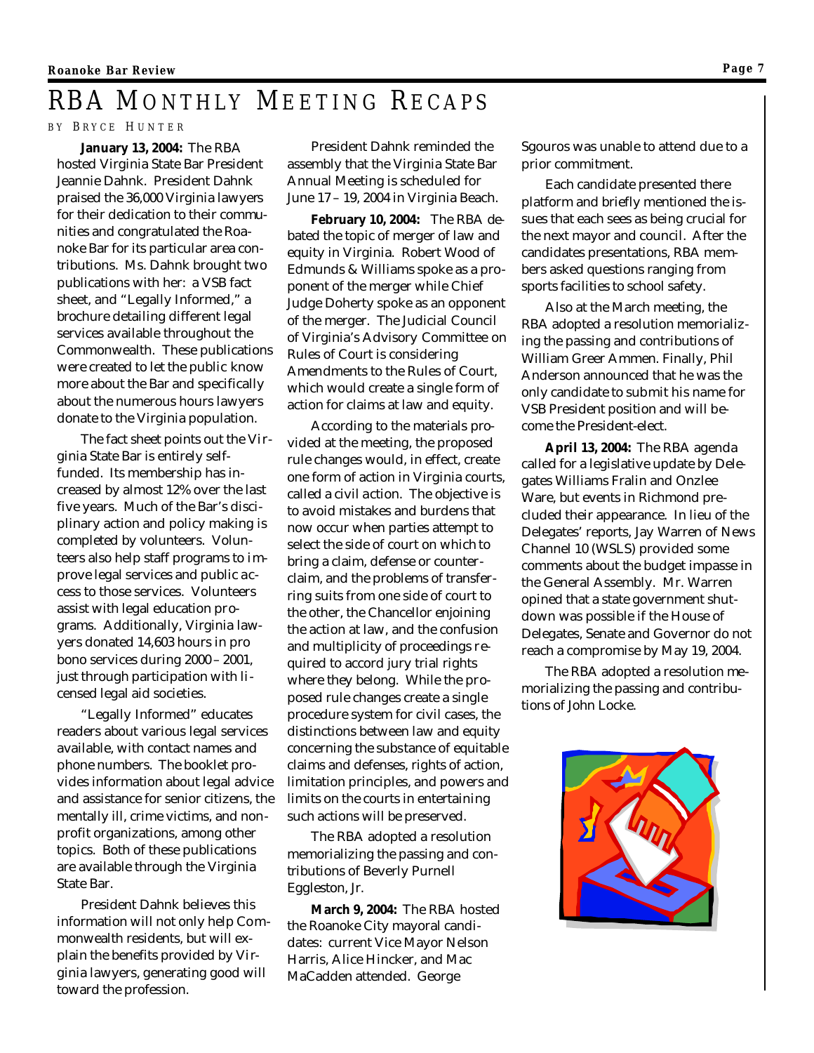# RBA Monthly Meeting Recaps

By Bryce Hunter

**January 13, 2004:** The RBA hosted Virginia State Bar President Jeannie Dahnk. President Dahnk praised the 36,000 Virginia lawyers for their dedication to their communities and congratulated the Roanoke Bar for its particular area contributions. Ms. Dahnk brought two publications with her: a VSB fact sheet, and "Legally Informed," a brochure detailing different legal services available throughout the Commonwealth. These publications were created to let the public know more about the Bar and specifically about the numerous hours lawyers donate to the Virginia population.

The fact sheet points out the Virginia State Bar is entirely self-funded. Its membership has increased by almost 12% over the last five years. Much of the Bar's disciplinary action and policy making is completed by volunteers. Volunteers also help staff programs to improve legal services and public access to those services. Volunteers assist with legal education programs. Additionally, Virginia lawyers donated 14,603 hours in pro bono services during 2000 – 2001, just through participation with licensed legal aid societies.

"Legally Informed" educates readers about various legal services available, with contact names and phone numbers. The booklet provides information about legal advice and assistance for senior citizens, the mentally ill, crime victims, and non-profit organizations, among other topics. Both of these publications are available through the Virginia State Bar.

President Dahnk believes this information will not only help Commonwealth residents, but will explain the benefits provided by Virginia lawyers, generating good will toward the profession.

President Dahnk reminded the assembly that the Virginia State Bar Annual Meeting is scheduled for June 17 – 19, 2004 in Virginia Beach.

**February 10, 2004:** The RBA debated the topic of merger of law and equity in Virginia. Robert Wood of Edmunds & Williams spoke as a proponent of the merger while Chief Judge Doherty spoke as an opponent of the merger. The Judicial Council of Virginia's Advisory Committee on Rules of Court is considering Amendments to the Rules of Court, which would create a single form of action for claims at law and equity.

According to the materials provided at the meeting, the proposed rule changes would, in effect, create one form of action in Virginia courts, called a civil action. The objective is to avoid mistakes and burdens that now occur when parties attempt to select the side of court on which to bring a claim, defense or counterclaim, and the problems of transferring suits from one side of court to the other, the Chancellor enjoining the action at law, and the confusion and multiplicity of proceedings required to accord jury trial rights where they belong. While the proposed rule changes create a single procedure system for civil cases, the distinctions between law and equity concerning the substance of equitable claims and defenses, rights of action, limitation principles, and powers and limits on the courts in entertaining such actions will be preserved.

The RBA adopted a resolution memorializing the passing and contributions of Beverly Purnell Eggleston, Jr.

**March 9, 2004:** The RBA hosted the Roanoke City mayoral candidates: current Vice Mayor Nelson Harris, Alice Hincker, and Mac MaCadden attended. George Sgouros was unable to attend due to a prior commitment.

Each candidate presented there platform and briefly mentioned the issues that each sees as being crucial for the next mayor and council. After the candidates presentations, RBA members asked questions ranging from sports facilities to school safety.

Also at the March meeting, the RBA adopted a resolution memorializing the passing and contributions of William Greer Ammen. Finally, Phil Anderson announced that he was the only candidate to submit his name for VSB President position and will become the President-elect.

**April 13, 2004:** The RBA agenda called for a legislative update by Delegates Williams Fralin and Onzlee Ware, but events in Richmond precluded their appearance. In lieu of the Delegates' reports, Jay Warren of News Channel 10 (WSLS) provided some comments about the budget impasse in the General Assembly. Mr. Warren opined that a state government shutdown was possible if the House of Delegates, Senate and Governor do not reach a compromise by May 19, 2004.

The RBA adopted a resolution memorializing the passing and contributions of John Locke.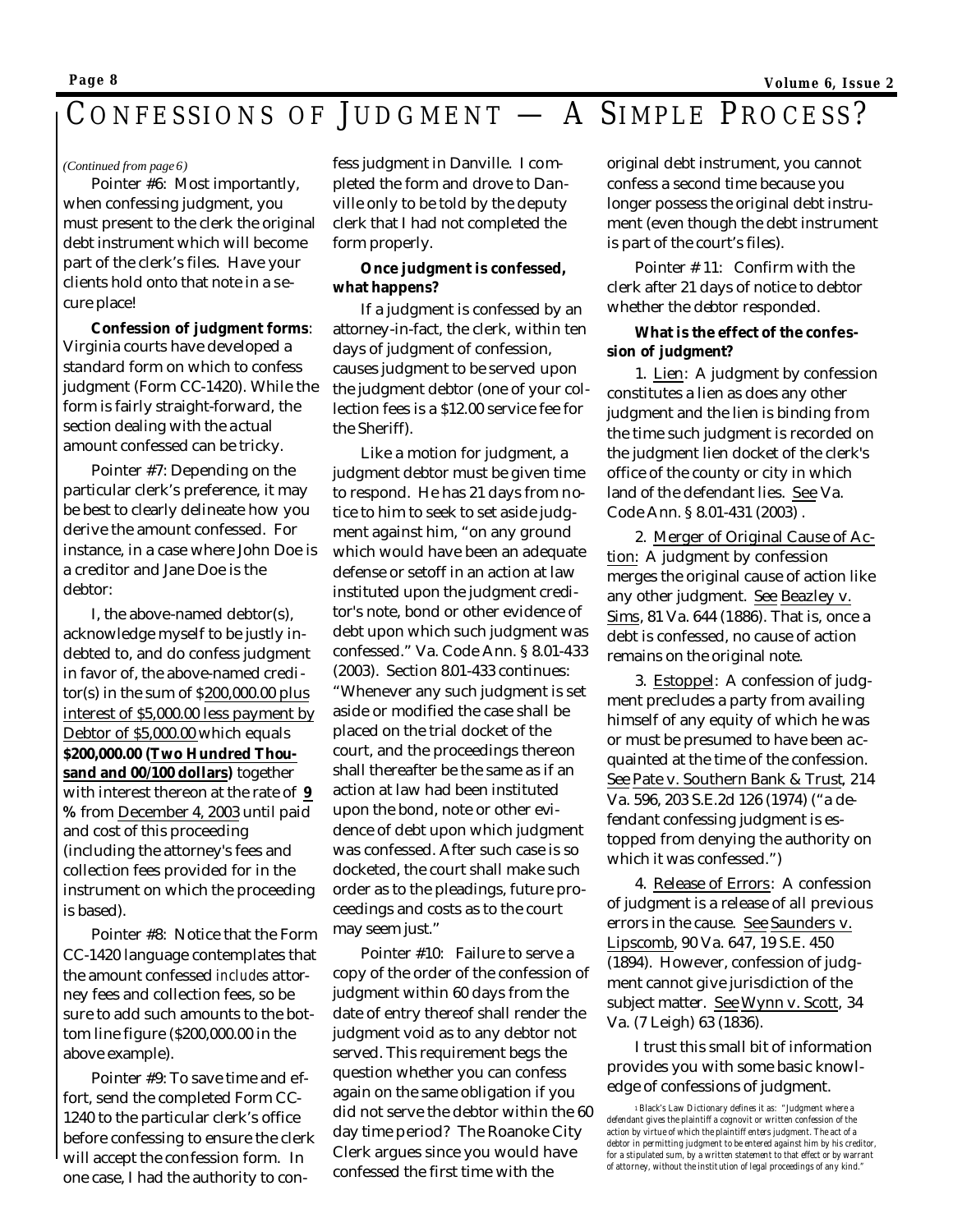# CONFESSIONS OF JUDGMENT — A SIMPLE PROCESS?

*(Continued from page 6)*

Pointer #6: Most importantly, when confessing judgment, you must present to the clerk the original debt instrument which will become part of the clerk's files. Have your clients hold onto that note in a secure place!

**Confession of judgment forms**: Virginia courts have developed a standard form on which to confess judgment (Form CC-1420). While the form is fairly straight-forward, the section dealing with the actual amount confessed can be tricky.

Pointer #7: Depending on the particular clerk's preference, it may be best to clearly delineate how you derive the amount confessed. For instance, in a case where John Doe is a creditor and Jane Doe is the debtor:

I, the above-named debtor(s), acknowledge myself to be justly indebted to, and do confess judgment in favor of, the above-named creditor(s) in the sum of $200,000.00 plus interest of $5,000.00 less payment by Debtor of $5,000.00 which equals **$200,000.00 (Two Hundred Thousand and 00/100 dollars)** together with interest thereon at the rate of **9 %** from December 4, 2003 until paid and cost of this proceeding (including the attorney's fees and collection fees provided for in the instrument on which the proceeding is based).

Pointer #8: Notice that the Form CC-1420 language contemplates that the amount confessed *includes* attorney fees and collection fees, so be sure to add such amounts to the bottom line figure ($200,000.00 in the above example).

Pointer #9: To save time and effort, send the completed Form CC-1240 to the particular clerk's office before confessing to ensure the clerk will accept the confession form. In one case, I had the authority to confess judgment in Danville. I completed the form and drove to Danville only to be told by the deputy clerk that I had not completed the form properly.

**Once judgment is confessed, what happens?**

If a judgment is confessed by an attorney-in-fact, the clerk, within ten days of judgment of confession, causes judgment to be served upon the judgment debtor (one of your collection fees is a $12.00 service fee for the Sheriff).

Like a motion for judgment, a judgment debtor must be given time to respond. He has 21 days from notice to him to seek to set aside judgment against him, "on any ground which would have been an adequate defense or setoff in an action at law instituted upon the judgment creditor's note, bond or other evidence of debt upon which such judgment was confessed." Va. Code Ann. § 8.01-433 (2003). Section 8.01-433 continues: "Whenever any such judgment is set aside or modified the case shall be placed on the trial docket of the court, and the proceedings thereon shall thereafter be the same as if an action at law had been instituted upon the bond, note or other evidence of debt upon which judgment was confessed. After such case is so docketed, the court shall make such order as to the pleadings, future proceedings and costs as to the court may seem just."

Pointer #10: Failure to serve a copy of the order of the confession of judgment within 60 days from the date of entry thereof shall render the judgment void as to any debtor not served. This requirement begs the question whether you can confess again on the same obligation if you did not serve the debtor within the 60 day time period? The Roanoke City Clerk argues since you would have confessed the first time with the original debt instrument, you cannot confess a second time because you longer possess the original debt instrument (even though the debt instrument is part of the court's files).

Pointer # 11: Confirm with the clerk after 21 days of notice to debtor whether the debtor responded.

**What is the effect of the confession of judgment?**

1. Lien: A judgment by confession constitutes a lien as does any other judgment and the lien is binding from the time such judgment is recorded on the judgment lien docket of the clerk's office of the county or city in which land of the defendant lies. See Va. Code Ann. § 8.01-431 (2003) .

2. Merger of Original Cause of Action: A judgment by confession merges the original cause of action like any other judgment. See Beazley v. Sims, 81 Va. 644 (1886). That is, once a debt is confessed, no cause of action remains on the original note.

3. Estoppel: A confession of judgment precludes a party from availing himself of any equity of which he was or must be presumed to have been acquainted at the time of the confession. See Pate v. Southern Bank & Trust, 214 Va. 596, 203 S.E.2d 126 (1974) ("a defendant confessing judgment is estopped from denying the authority on which it was confessed.")

4. Release of Errors: A confession of judgment is a release of all previous errors in the cause. See Saunders v. Lipscomb, 90 Va. 647, 19 S.E. 450 (1894). However, confession of judgment cannot give jurisdiction of the subject matter. See Wynn v. Scott, 34 Va. (7 Leigh) 63 (1836).

I trust this small bit of information provides you with some basic knowledge of confessions of judgment.

[1] Black's Law Dictionary defines it as: "Judgment where a defendant gives the plaintiff a cognovit or written confession of the action by virtue of which the plaintiff enters judgment. The act of a debtor in permitting judgment to be entered against him by his creditor, for a stipulated sum, by a written statement to that effect or by warrant of attorney, without the institution of legal proceedings of any kind."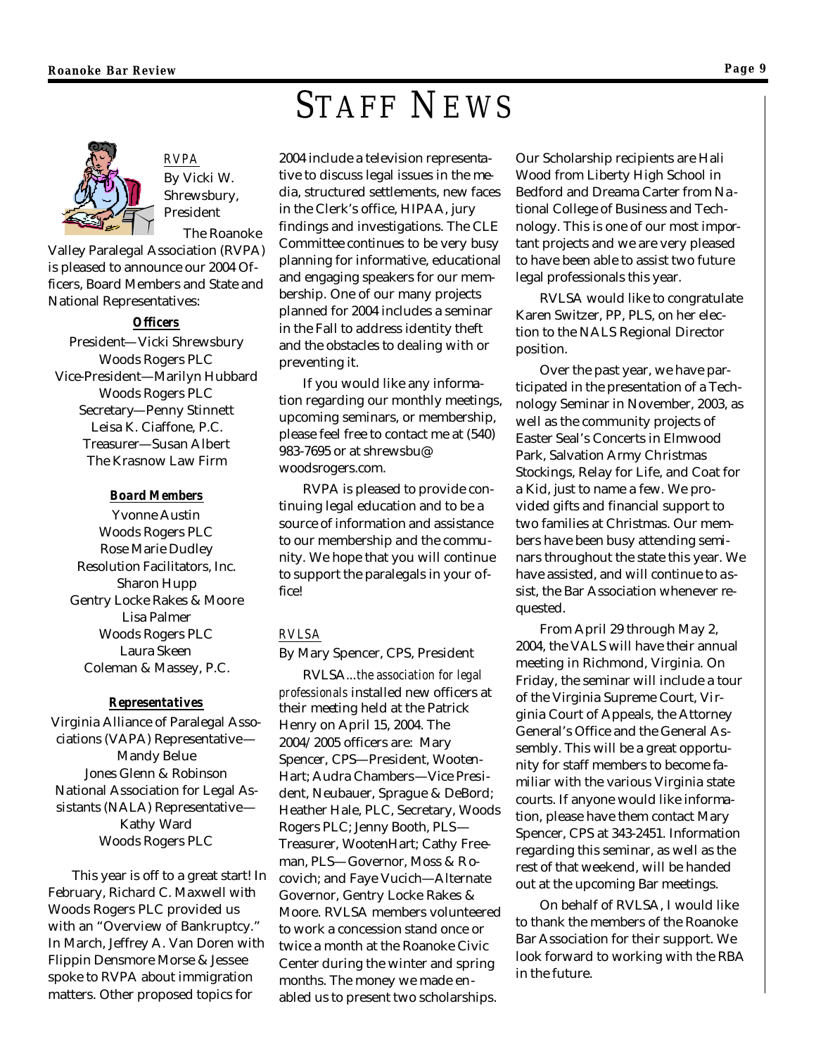# STAFF NEWS

*RVPA*

By Vicki W. Shrewsbury, President

The Roanoke Valley Paralegal Association (RVPA) is pleased to announce our 2004 Officers, Board Members and State and National Representatives:

**Officers**

President—Vicki Shrewsbury
Woods Rogers PLC
Vice-President—Marilyn Hubbard
Woods Rogers PLC
Secretary—Penny Stinnett
Leisa K. Ciaffone, P.C.
Treasurer—Susan Albert
The Krasnow Law Firm

**Board Members**

Yvonne Austin
Woods Rogers PLC
Rose Marie Dudley
Resolution Facilitators, Inc.
Sharon Hupp
Gentry Locke Rakes & Moore
Lisa Palmer
Woods Rogers PLC
Laura Skeen
Coleman & Massey, P.C.

**Representatives**

Virginia Alliance of Paralegal Associations (VAPA) Representative—Mandy Belue
Jones Glenn & Robinson
National Association for Legal Assistants (NALA) Representative—Kathy Ward
Woods Rogers PLC

This year is off to a great start! In February, Richard C. Maxwell with Woods Rogers PLC provided us with an "Overview of Bankruptcy." In March, Jeffrey A. Van Doren with Flippin Densmore Morse & Jessee spoke to RVPA about immigration matters. Other proposed topics for 2004 include a television representative to discuss legal issues in the media, structured settlements, new faces in the Clerk's office, HIPAA, jury findings and investigations. The CLE Committee continues to be very busy planning for informative, educational and engaging speakers for our membership. One of our many projects planned for 2004 includes a seminar in the Fall to address identity theft and the obstacles to dealing with or preventing it.

If you would like any information regarding our monthly meetings, upcoming seminars, or membership, please feel free to contact me at (540) 983-7695 or at shrewsbu@woodsrogers.com.

RVPA is pleased to provide continuing legal education and to be a source of information and assistance to our membership and the community. We hope that you will continue to support the paralegals in your office!

*RVLSA*

By Mary Spencer, CPS, President

RVLSA...*the association for legal professionals* installed new officers at their meeting held at the Patrick Henry on April 15, 2004. The 2004/2005 officers are: Mary Spencer, CPS—President, WootenHart; Audra Chambers—Vice President, Neubauer, Sprague & DeBord; Heather Hale, PLC, Secretary, Woods Rogers PLC; Jenny Booth, PLS—Treasurer, WootenHart; Cathy Freeman, PLS—Governor, Moss & Rocovich; and Faye Vucich—Alternate Governor, Gentry Locke Rakes & Moore. RVLSA members volunteered to work a concession stand once or twice a month at the Roanoke Civic Center during the winter and spring months. The money we made enabled us to present two scholarships. Our Scholarship recipients are Hali Wood from Liberty High School in Bedford and Dreama Carter from National College of Business and Technology. This is one of our most important projects and we are very pleased to have been able to assist two future legal professionals this year.

RVLSA would like to congratulate Karen Switzer, PP, PLS, on her election to the NALS Regional Director position.

Over the past year, we have participated in the presentation of a Technology Seminar in November, 2003, as well as the community projects of Easter Seal's Concerts in Elmwood Park, Salvation Army Christmas Stockings, Relay for Life, and Coat for a Kid, just to name a few. We provided gifts and financial support to two families at Christmas. Our members have been busy attending seminars throughout the state this year. We have assisted, and will continue to assist, the Bar Association whenever requested.

From April 29 through May 2, 2004, the VALS will have their annual meeting in Richmond, Virginia. On Friday, the seminar will include a tour of the Virginia Supreme Court, Virginia Court of Appeals, the Attorney General's Office and the General Assembly. This will be a great opportunity for staff members to become familiar with the various Virginia state courts. If anyone would like information, please have them contact Mary Spencer, CPS at 343-2451. Information regarding this seminar, as well as the rest of that weekend, will be handed out at the upcoming Bar meetings.

On behalf of RVLSA, I would like to thank the members of the Roanoke Bar Association for their support. We look forward to working with the RBA in the future.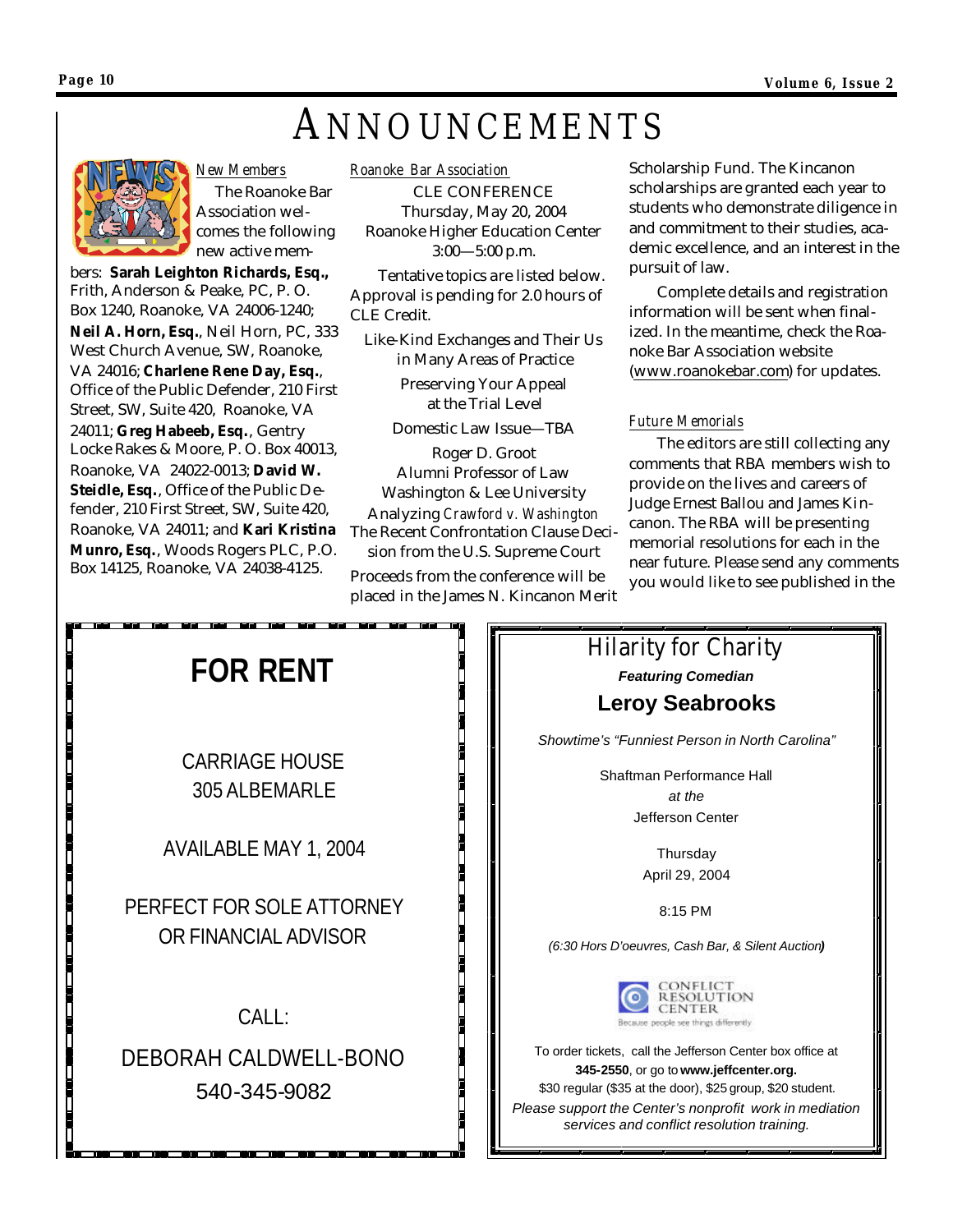# ANNOUNCEMENTS

*New Members*

The Roanoke Bar Association welcomes the following new active members: **Sarah Leighton Richards, Esq.**, Frith, Anderson & Peake, PC, P. O. Box 1240, Roanoke, VA 24006-1240; **Neil A. Horn, Esq.**, Neil Horn, PC, 333 West Church Avenue, SW, Roanoke, VA 24016; **Charlene Rene Day, Esq.**, Office of the Public Defender, 210 First Street, SW, Suite 420, Roanoke, VA 24011; **Greg Habeeb, Esq.**, Gentry Locke Rakes & Moore, P. O. Box 40013, Roanoke, VA 24022-0013; **David W. Steidle, Esq.**, Office of the Public Defender, 210 First Street, SW, Suite 420, Roanoke, VA 24011; and **Kari Kristina Munro, Esq.**, Woods Rogers PLC, P.O. Box 14125, Roanoke, VA 24038-4125.

*Roanoke Bar Association*

CLE CONFERENCE
Thursday, May 20, 2004
Roanoke Higher Education Center
3:00—5:00 p.m.

Tentative topics are listed below. Approval is pending for 2.0 hours of CLE Credit.

Like-Kind Exchanges and Their Us in Many Areas of Practice

Preserving Your Appeal at the Trial Level

Domestic Law Issue—TBA

Roger D. Groot
Alumni Professor of Law
Washington & Lee University
Analyzing *Crawford v. Washington*
The Recent Confrontation Clause Decision from the U.S. Supreme Court

Proceeds from the conference will be placed in the James N. Kincanon Merit Scholarship Fund. The Kincanon scholarships are granted each year to students who demonstrate diligence in and commitment to their studies, academic excellence, and an interest in the pursuit of law.

Complete details and registration information will be sent when finalized. In the meantime, check the Roanoke Bar Association website (www.roanokebar.com) for updates.

*Future Memorials*

The editors are still collecting any comments that RBA members wish to provide on the lives and careers of Judge Ernest Ballou and James Kincanon. The RBA will be presenting memorial resolutions for each in the near future. Please send any comments you would like to see published in the

---

## FOR RENT

CARRIAGE HOUSE
305 ALBEMARLE

AVAILABLE MAY 1, 2004

PERFECT FOR SOLE ATTORNEY OR FINANCIAL ADVISOR

CALL:

DEBORAH CALDWELL-BONO
540-345-9082

---

## Hilarity for Charity

***Featuring Comedian***

**Leroy Seabrooks**

*Showtime's "Funniest Person in North Carolina"*

Shaftman Performance Hall
*at the*
Jefferson Center

Thursday
April 29, 2004

8:15 PM

*(6:30 Hors D'oeuvres, Cash Bar, & Silent Auction)*

CONFLICT RESOLUTION CENTER
Because people see things differently

To order tickets, call the Jefferson Center box office at **345-2550**, or go to **www.jeffcenter.org.**
$30 regular ($35 at the door), $25 group, $20 student.

*Please support the Center's nonprofit work in mediation services and conflict resolution training.*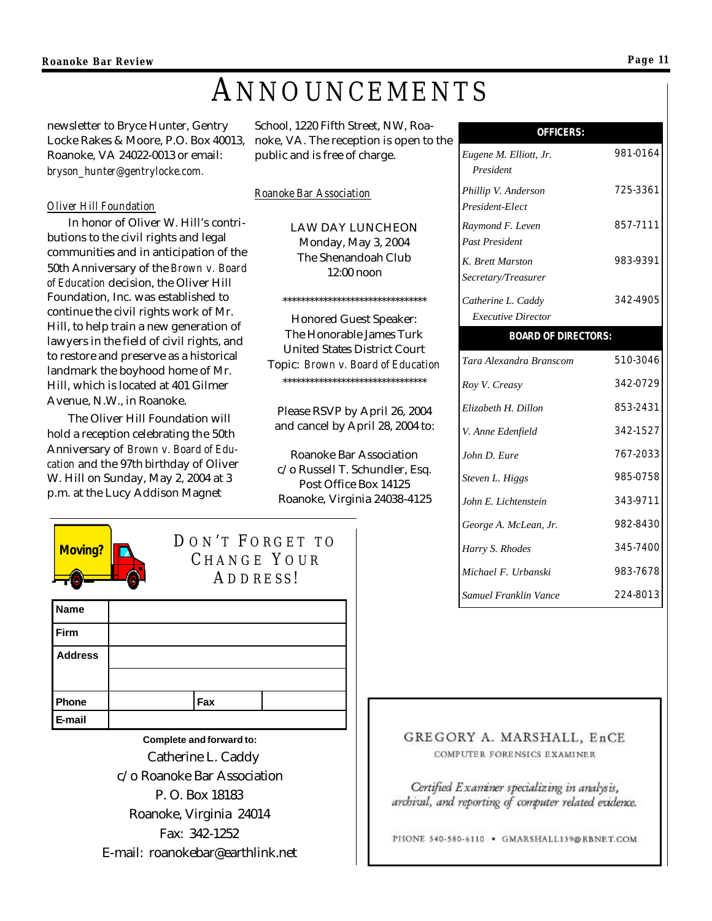#  ANNOUNCEMENTS

newsletter to Bryce Hunter, Gentry Locke Rakes & Moore, P.O. Box 40013, Roanoke, VA 24022-0013 or email: *bryson_hunter@gentrylocke.com.*

*Oliver Hill Foundation*

In honor of Oliver W. Hill's contributions to the civil rights and legal communities and in anticipation of the 50th Anniversary of the *Brown v. Board of Education* decision, the Oliver Hill Foundation, Inc. was established to continue the civil rights work of Mr. Hill, to help train a new generation of lawyers in the field of civil rights, and to restore and preserve as a historical landmark the boyhood home of Mr. Hill, which is located at 401 Gilmer Avenue, N.W., in Roanoke.

The Oliver Hill Foundation will hold a reception celebrating the 50th Anniversary of *Brown v. Board of Education* and the 97th birthday of Oliver W. Hill on Sunday, May 2, 2004 at 3 p.m. at the Lucy Addison Magnet School, 1220 Fifth Street, NW, Roanoke, VA. The reception is open to the public and is free of charge.

*Roanoke Bar Association*

LAW DAY LUNCHEON
Monday, May 3, 2004
The Shenandoah Club
12:00 noon

*******************************

Honored Guest Speaker:
The Honorable James Turk
United States District Court
Topic: *Brown v. Board of Education*

*******************************

Please RSVP by April 26, 2004 and cancel by April 28, 2004 to:

Roanoke Bar Association
c/o Russell T. Schundler, Esq.
Post Office Box 14125
Roanoke, Virginia 24038-4125

## DON'T FORGET TO CHANGE YOUR ADDRESS!

Moving?

| | | | |
|---|---|---|---|
| **Name** | | | |
| **Firm** | | | |
| **Address** | | | |
| | | | |
| **Phone** | | **Fax** | |
| **E-mail** | | | |

**Complete and forward to:**

Catherine L. Caddy
c/o Roanoke Bar Association
P. O. Box 18183
Roanoke, Virginia 24014
Fax: 342-1252
E-mail: roanokebar@earthlink.net

| **OFFICERS:** | |
|---|---|
| *Eugene M. Elliott, Jr.* *President* | 981-0164 |
| *Phillip V. Anderson* *President-Elect* | 725-3361 |
| *Raymond F. Leven* *Past President* | 857-7111 |
| *K. Brett Marston* *Secretary/Treasurer* | 983-9391 |
| *Catherine L. Caddy* *Executive Director* | 342-4905 |
| **BOARD OF DIRECTORS:** | |
| *Tara Alexandra Branscom* | 510-3046 |
| *Roy V. Creasy* | 342-0729 |
| *Elizabeth H. Dillon* | 853-2431 |
| *V. Anne Edenfield* | 342-1527 |
| *John D. Eure* | 767-2033 |
| *Steven L. Higgs* | 985-0758 |
| *John E. Lichtenstein* | 343-9711 |
| *George A. McLean, Jr.* | 982-8430 |
| *Harry S. Rhodes* | 345-7400 |
| *Michael F. Urbanski* | 983-7678 |
| *Samuel Franklin Vance* | 224-8013 |

GREGORY A. MARSHALL, EnCE
COMPUTER FORENSICS EXAMINER

*Certified Examiner specializing in analysis, archival, and reporting of computer related evidence.*

PHONE 540-580-6110 • GMARSHALL139@RBNET.COM